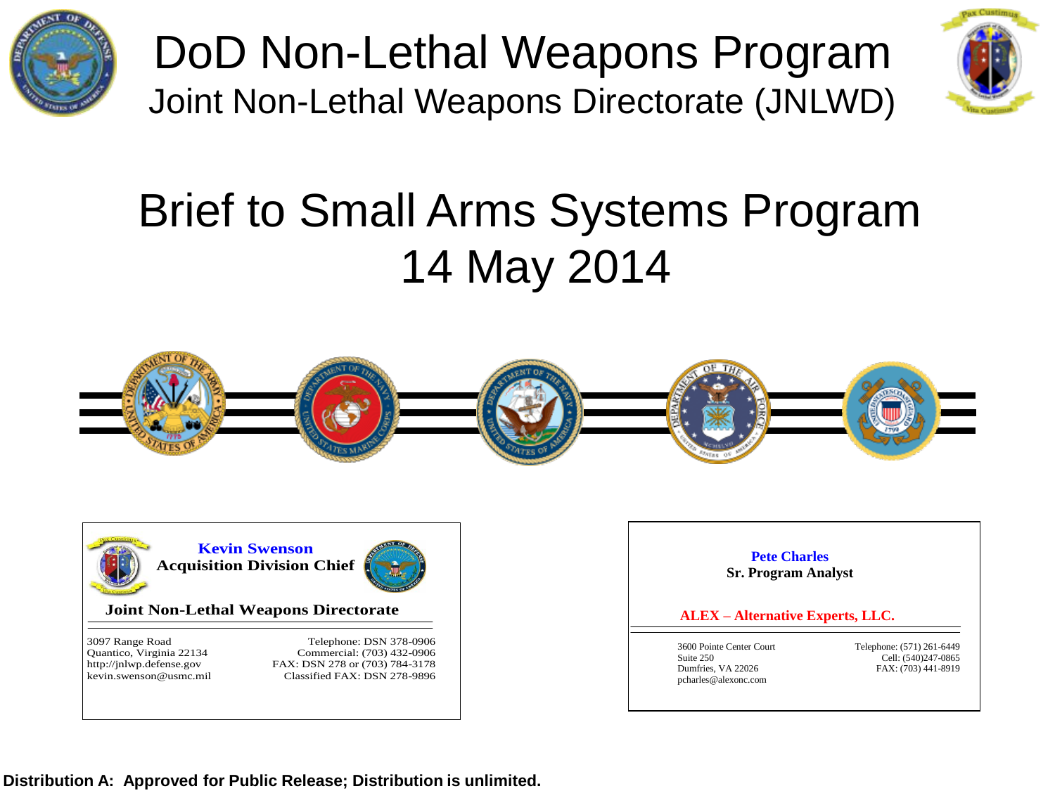# DoD Non-Lethal Weapons Program

## Joint Non-Lethal Weapons Directorate (JNLWD)

# Brief to Small Arms Systems Program

# 14 May 2014

**Kevin Swenson**
**Acquisition Division Chief**

**Joint Non-Lethal Weapons Directorate**

3097 Range Road
Quantico, Virginia 22134
http://jnlwp.defense.gov
kevin.swenson@usmc.mil

Telephone: DSN 378-0906
Commercial: (703) 432-0906
FAX: DSN 278 or (703) 784-3178
Classified FAX: DSN 278-9896

**Pete Charles**
**Sr. Program Analyst**

**ALEX – Alternative Experts, LLC.**

3600 Pointe Center Court
Suite 250
Dumfries, VA 22026
pcharles@alexonc.com

Telephone: (571) 261-6449
Cell: (540)247-0865
FAX: (703) 441-8919

**Distribution A: Approved for Public Release; Distribution is unlimited.**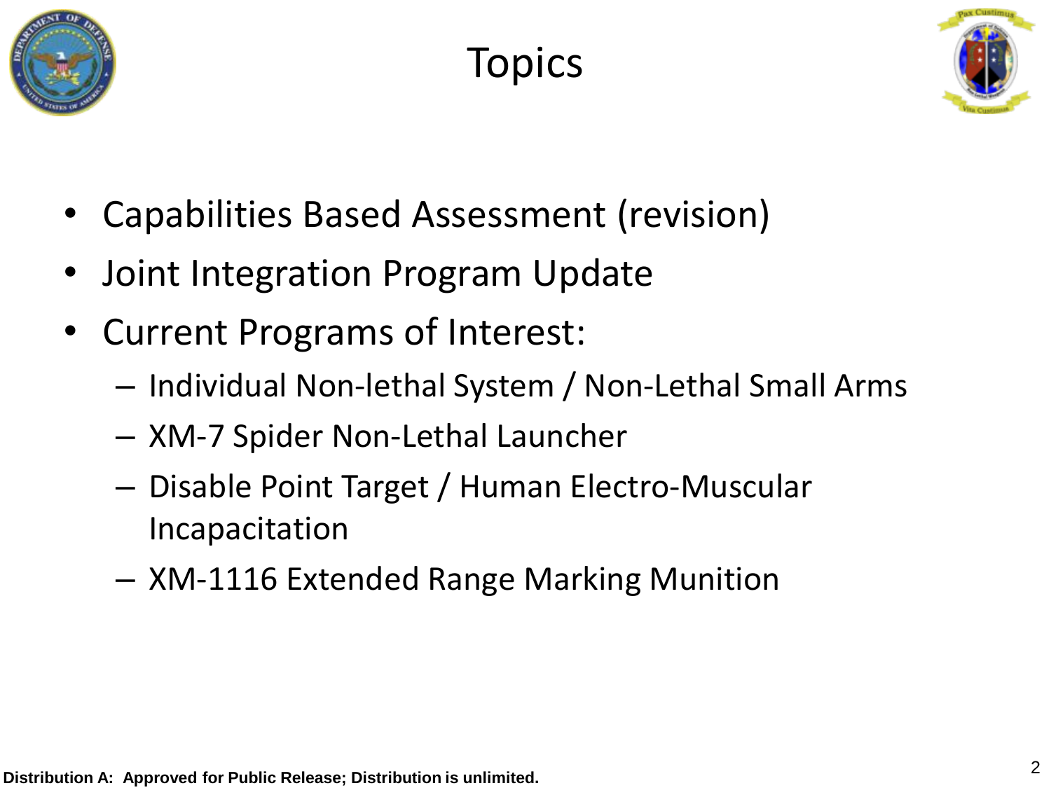# Topics

- Capabilities Based Assessment (revision)
- Joint Integration Program Update
- Current Programs of Interest:
  - Individual Non-lethal System / Non-Lethal Small Arms
  - XM-7 Spider Non-Lethal Launcher
  - Disable Point Target / Human Electro-Muscular Incapacitation
  - XM-1116 Extended Range Marking Munition

**Distribution A: Approved for Public Release; Distribution is unlimited.**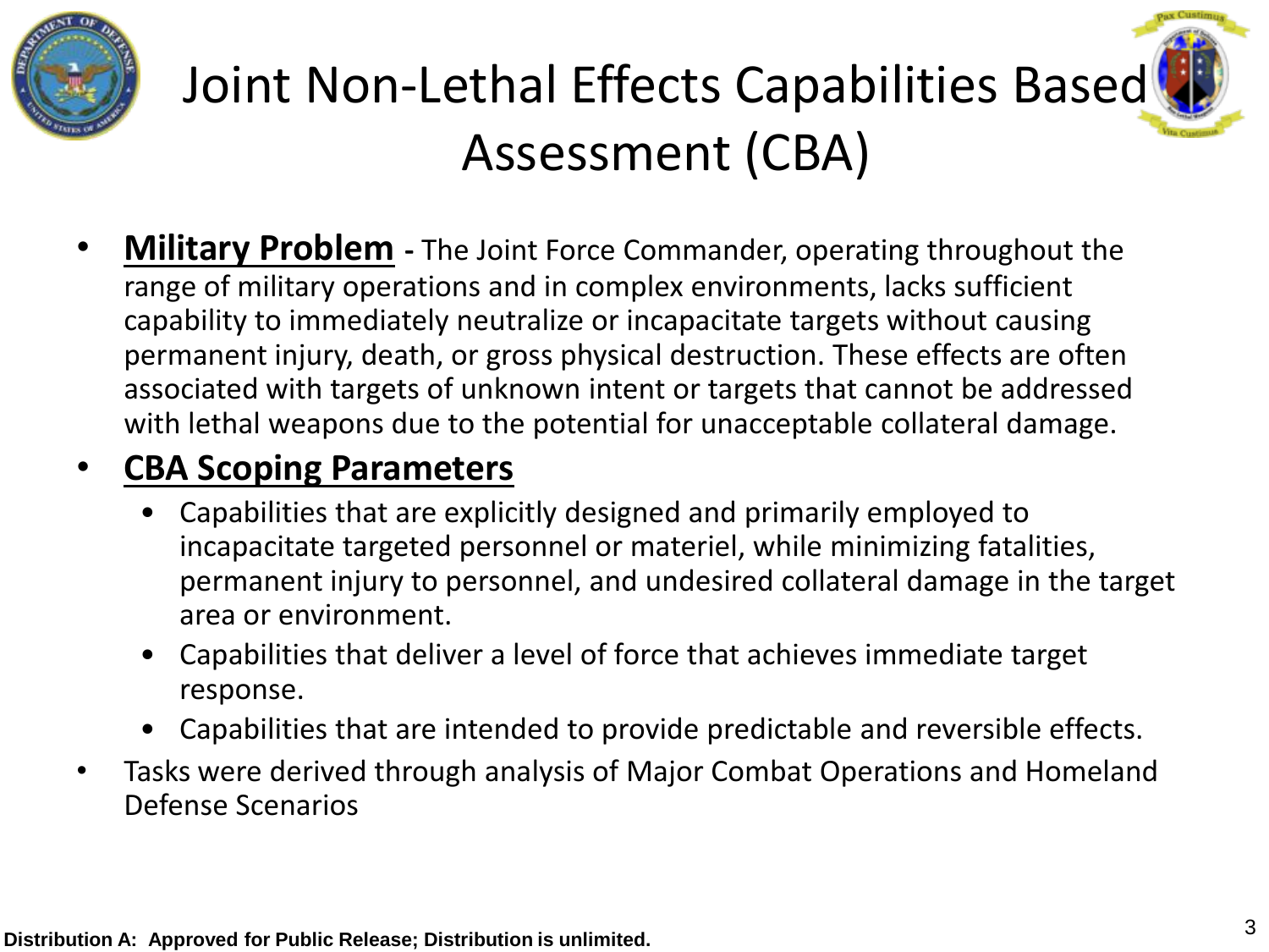# Joint Non-Lethal Effects Capabilities Based Assessment (CBA)

- **Military Problem** - The Joint Force Commander, operating throughout the range of military operations and in complex environments, lacks sufficient capability to immediately neutralize or incapacitate targets without causing permanent injury, death, or gross physical destruction. These effects are often associated with targets of unknown intent or targets that cannot be addressed with lethal weapons due to the potential for unacceptable collateral damage.
- **CBA Scoping Parameters**
  - Capabilities that are explicitly designed and primarily employed to incapacitate targeted personnel or materiel, while minimizing fatalities, permanent injury to personnel, and undesired collateral damage in the target area or environment.
  - Capabilities that deliver a level of force that achieves immediate target response.
  - Capabilities that are intended to provide predictable and reversible effects.
- Tasks were derived through analysis of Major Combat Operations and Homeland Defense Scenarios

**Distribution A: Approved for Public Release; Distribution is unlimited.**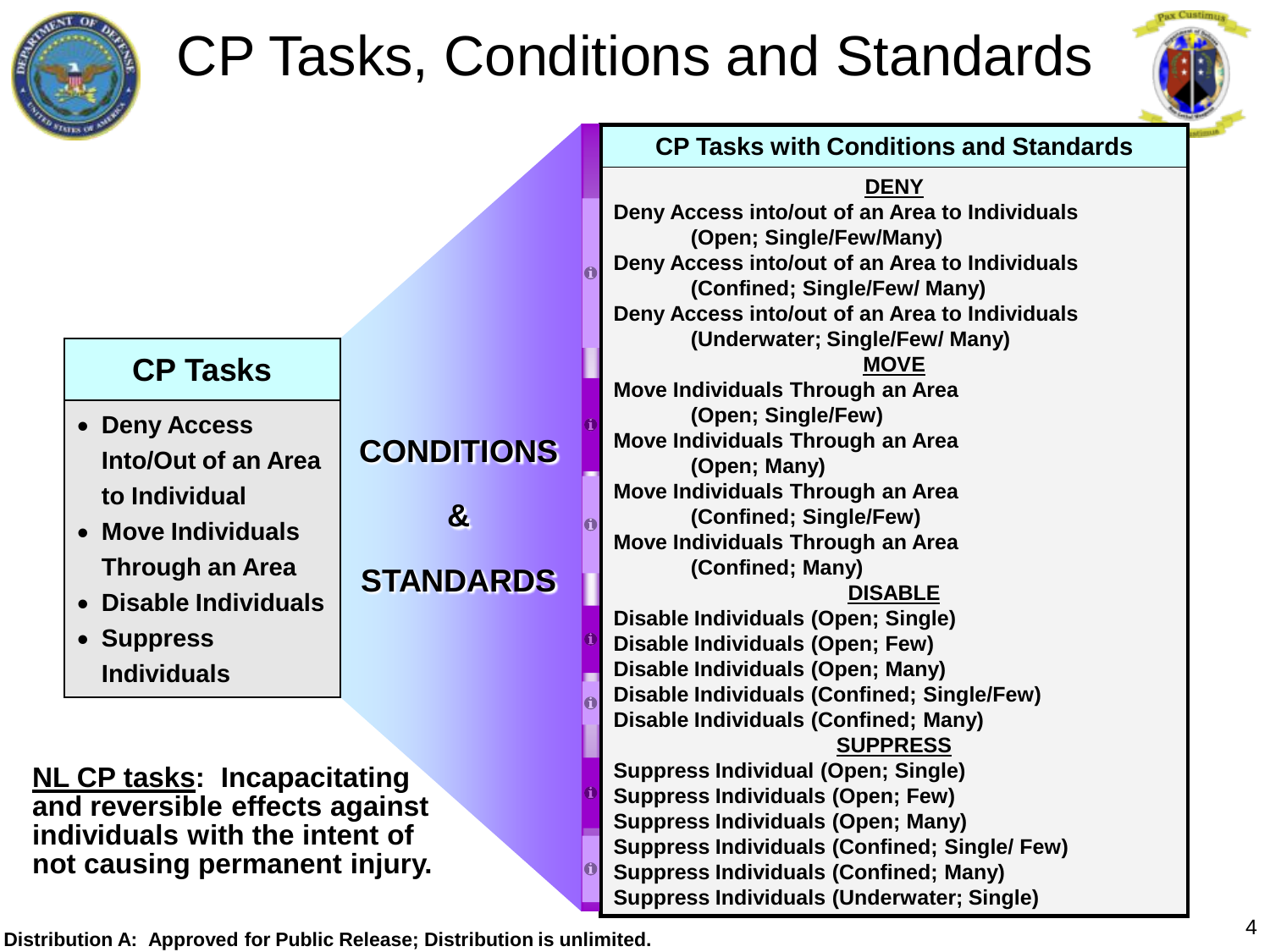# CP Tasks, Conditions and Standards

## CP Tasks

- Deny Access Into/Out of an Area to Individual
- Move Individuals Through an Area
- Disable Individuals
- Suppress Individuals

**CONDITIONS & STANDARDS**

## CP Tasks with Conditions and Standards

**DENY**

Deny Access into/out of an Area to Individuals (Open; Single/Few/Many)
Deny Access into/out of an Area to Individuals (Confined; Single/Few/ Many)
Deny Access into/out of an Area to Individuals (Underwater; Single/Few/ Many)

**MOVE**

Move Individuals Through an Area (Open; Single/Few)
Move Individuals Through an Area (Open; Many)
Move Individuals Through an Area (Confined; Single/Few)
Move Individuals Through an Area (Confined; Many)

**DISABLE**

Disable Individuals (Open; Single)
Disable Individuals (Open; Few)
Disable Individuals (Open; Many)
Disable Individuals (Confined; Single/Few)
Disable Individuals (Confined; Many)

**SUPPRESS**

Suppress Individual (Open; Single)
Suppress Individuals (Open; Few)
Suppress Individuals (Open; Many)
Suppress Individuals (Confined; Single/ Few)
Suppress Individuals (Confined; Many)
Suppress Individuals (Underwater; Single)

**NL CP tasks: Incapacitating and reversible effects against individuals with the intent of not causing permanent injury.**

Distribution A: Approved for Public Release; Distribution is unlimited.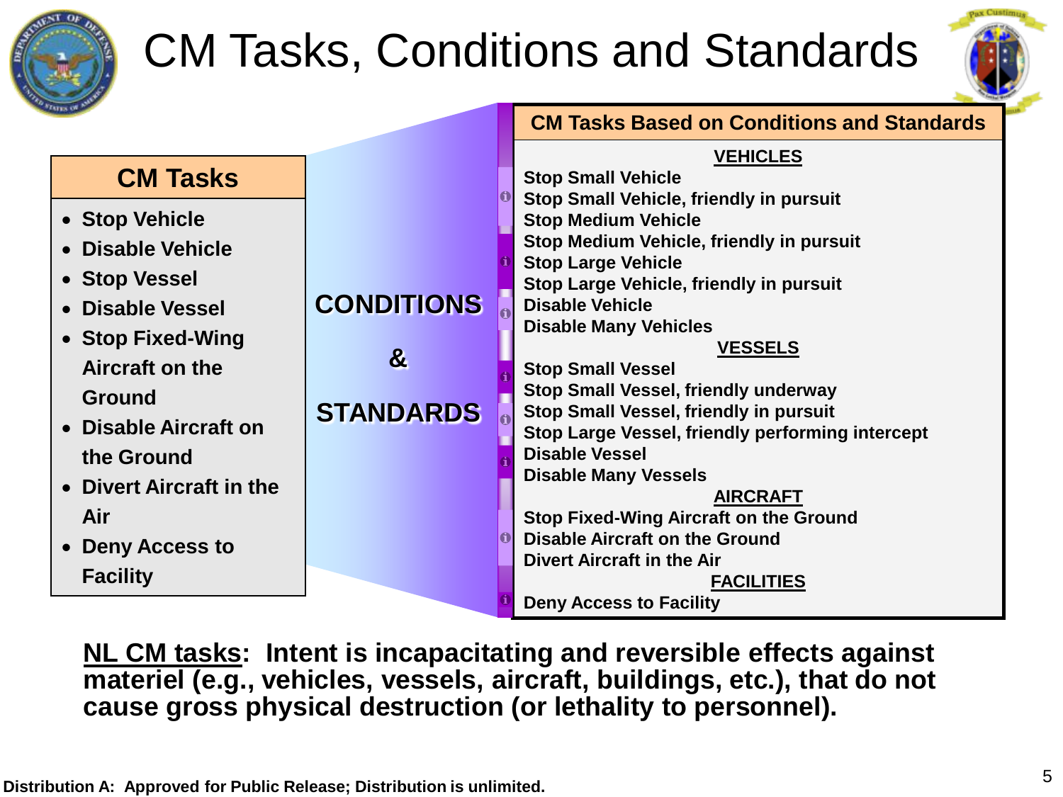# CM Tasks, Conditions and Standards

## CM Tasks

- Stop Vehicle
- Disable Vehicle
- Stop Vessel
- Disable Vessel
- Stop Fixed-Wing Aircraft on the Ground
- Disable Aircraft on the Ground
- Divert Aircraft in the Air
- Deny Access to Facility

**CONDITIONS**

**&**

**STANDARDS**

## CM Tasks Based on Conditions and Standards

**VEHICLES**

Stop Small Vehicle
Stop Small Vehicle, friendly in pursuit
Stop Medium Vehicle
Stop Medium Vehicle, friendly in pursuit
Stop Large Vehicle
Stop Large Vehicle, friendly in pursuit
Disable Vehicle
Disable Many Vehicles

**VESSELS**

Stop Small Vessel
Stop Small Vessel, friendly underway
Stop Small Vessel, friendly in pursuit
Stop Large Vessel, friendly performing intercept
Disable Vessel
Disable Many Vessels

**AIRCRAFT**

Stop Fixed-Wing Aircraft on the Ground
Disable Aircraft on the Ground
Divert Aircraft in the Air

**FACILITIES**

Deny Access to Facility

**NL CM tasks: Intent is incapacitating and reversible effects against materiel (e.g., vehicles, vessels, aircraft, buildings, etc.), that do not cause gross physical destruction (or lethality to personnel).**

Distribution A: Approved for Public Release; Distribution is unlimited.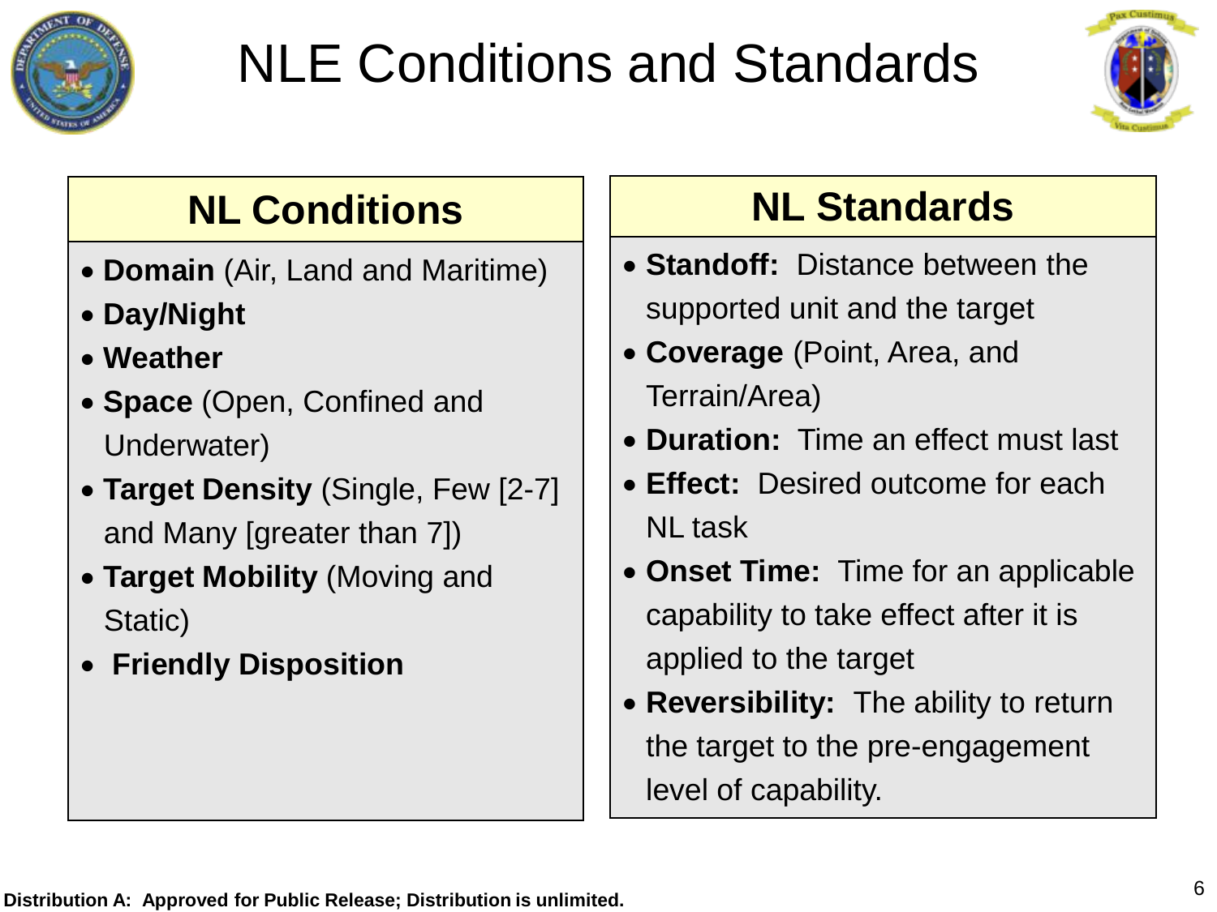# NLE Conditions and Standards

## NL Conditions

- **Domain** (Air, Land and Maritime)
- **Day/Night**
- **Weather**
- **Space** (Open, Confined and Underwater)
- **Target Density** (Single, Few [2-7] and Many [greater than 7])
- **Target Mobility** (Moving and Static)
- **Friendly Disposition**

## NL Standards

- **Standoff:** Distance between the supported unit and the target
- **Coverage** (Point, Area, and Terrain/Area)
- **Duration:** Time an effect must last
- **Effect:** Desired outcome for each NL task
- **Onset Time:** Time for an applicable capability to take effect after it is applied to the target
- **Reversibility:** The ability to return the target to the pre-engagement level of capability.

**Distribution A: Approved for Public Release; Distribution is unlimited.**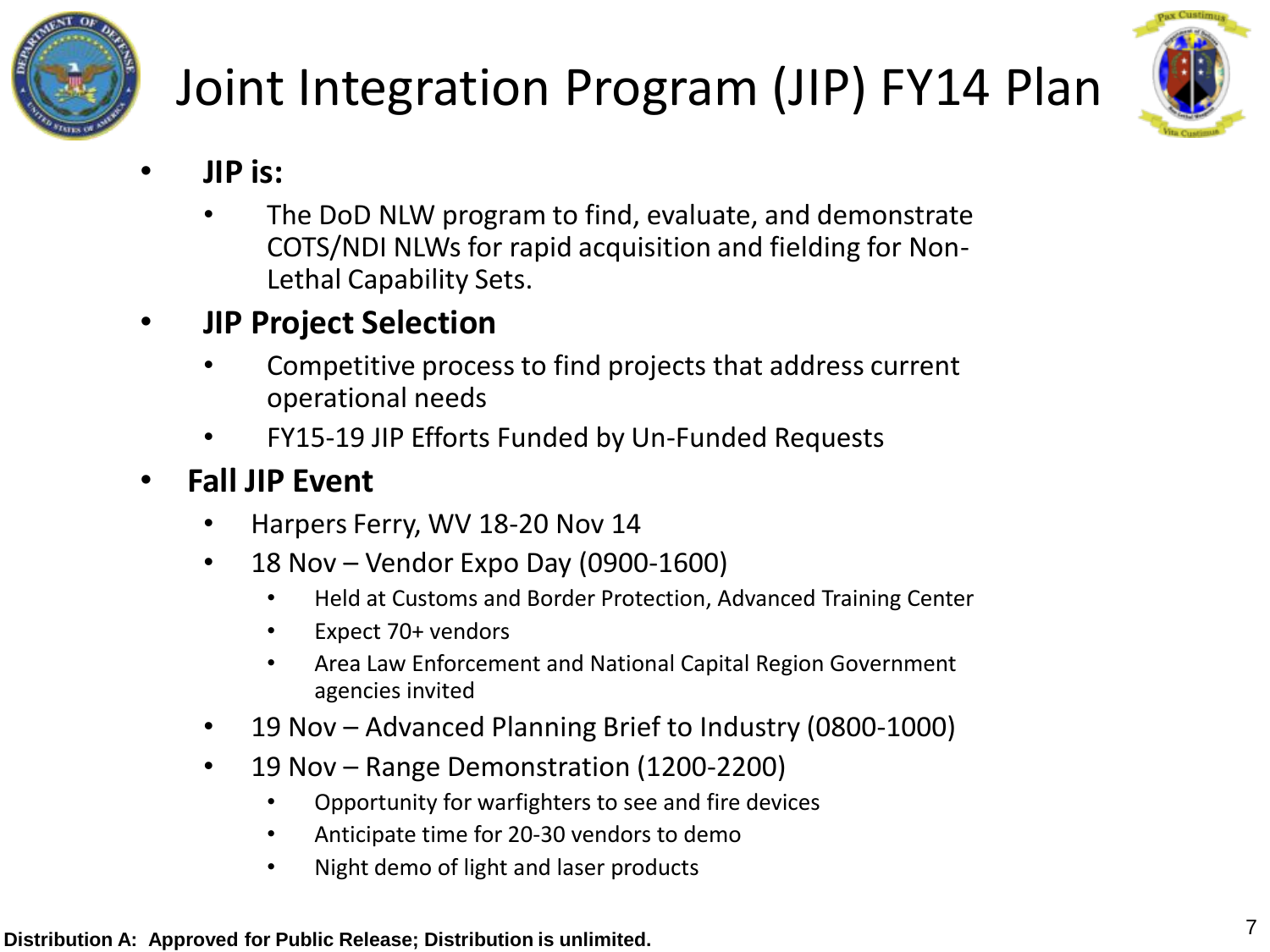# Joint Integration Program (JIP) FY14 Plan

- **JIP is:**
  - The DoD NLW program to find, evaluate, and demonstrate COTS/NDI NLWs for rapid acquisition and fielding for Non-Lethal Capability Sets.
- **JIP Project Selection**
  - Competitive process to find projects that address current operational needs
  - FY15-19 JIP Efforts Funded by Un-Funded Requests
- **Fall JIP Event**
  - Harpers Ferry, WV 18-20 Nov 14
  - 18 Nov – Vendor Expo Day (0900-1600)
    - Held at Customs and Border Protection, Advanced Training Center
    - Expect 70+ vendors
    - Area Law Enforcement and National Capital Region Government agencies invited
  - 19 Nov – Advanced Planning Brief to Industry (0800-1000)
  - 19 Nov – Range Demonstration (1200-2200)
    - Opportunity for warfighters to see and fire devices
    - Anticipate time for 20-30 vendors to demo
    - Night demo of light and laser products

**Distribution A: Approved for Public Release; Distribution is unlimited.**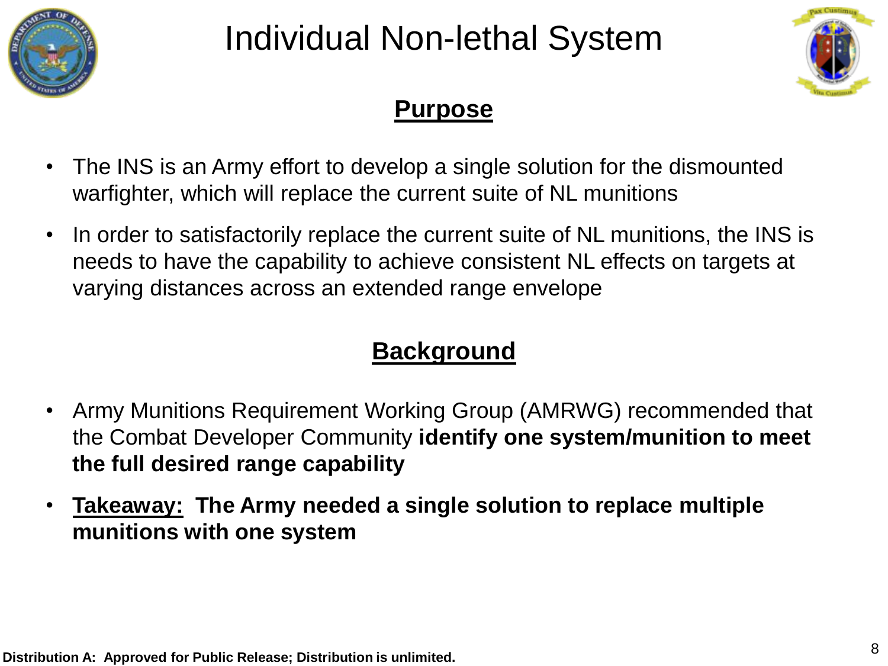# Individual Non-lethal System

## Purpose

- The INS is an Army effort to develop a single solution for the dismounted warfighter, which will replace the current suite of NL munitions
- In order to satisfactorily replace the current suite of NL munitions, the INS is needs to have the capability to achieve consistent NL effects on targets at varying distances across an extended range envelope

## Background

- Army Munitions Requirement Working Group (AMRWG) recommended that the Combat Developer Community **identify one system/munition to meet the full desired range capability**
- **Takeaway: The Army needed a single solution to replace multiple munitions with one system**

**Distribution A: Approved for Public Release; Distribution is unlimited.**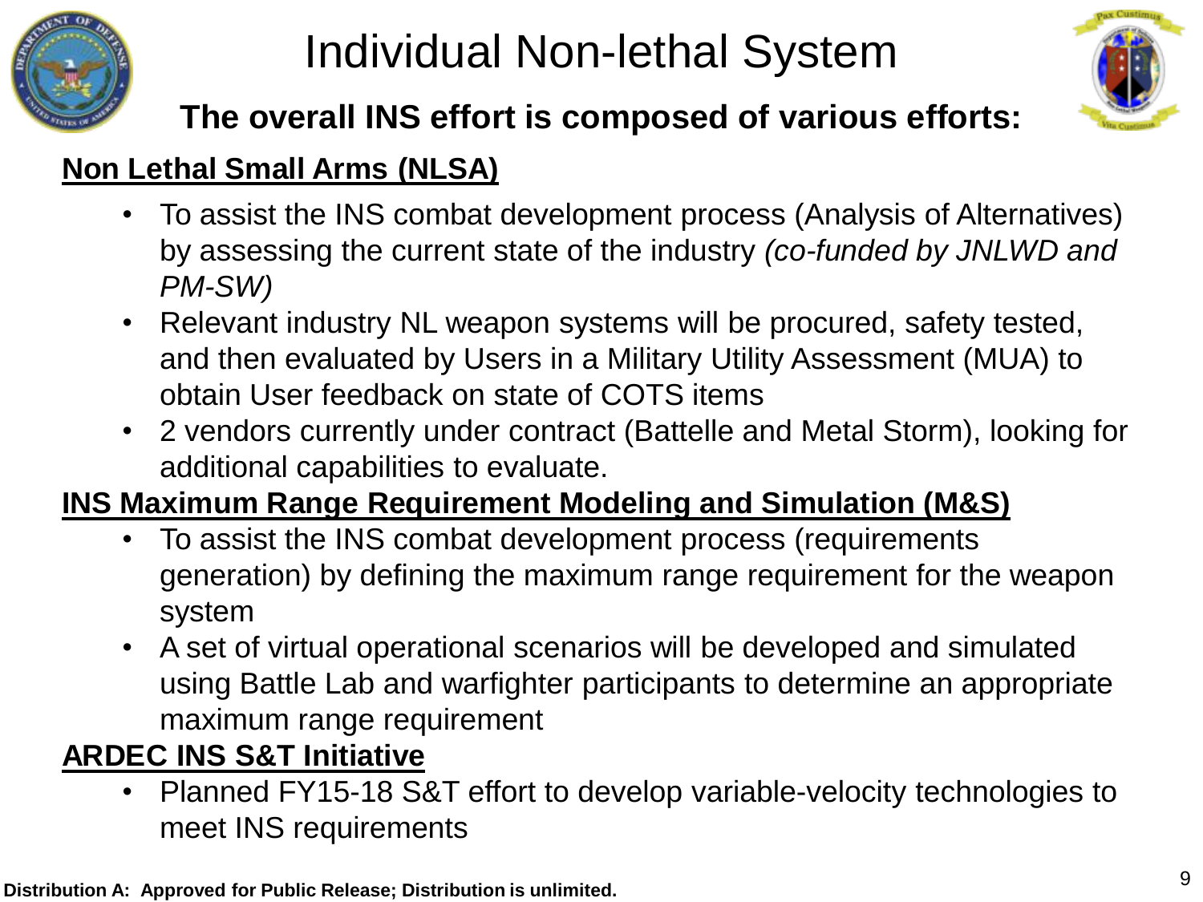# Individual Non-lethal System

**The overall INS effort is composed of various efforts:**

**Non Lethal Small Arms (NLSA)**

- To assist the INS combat development process (Analysis of Alternatives) by assessing the current state of the industry *(co-funded by JNLWD and PM-SW)*
- Relevant industry NL weapon systems will be procured, safety tested, and then evaluated by Users in a Military Utility Assessment (MUA) to obtain User feedback on state of COTS items
- 2 vendors currently under contract (Battelle and Metal Storm), looking for additional capabilities to evaluate.

**INS Maximum Range Requirement Modeling and Simulation (M&S)**

- To assist the INS combat development process (requirements generation) by defining the maximum range requirement for the weapon system
- A set of virtual operational scenarios will be developed and simulated using Battle Lab and warfighter participants to determine an appropriate maximum range requirement

**ARDEC INS S&T Initiative**

- Planned FY15-18 S&T effort to develop variable-velocity technologies to meet INS requirements

Distribution A: Approved for Public Release; Distribution is unlimited.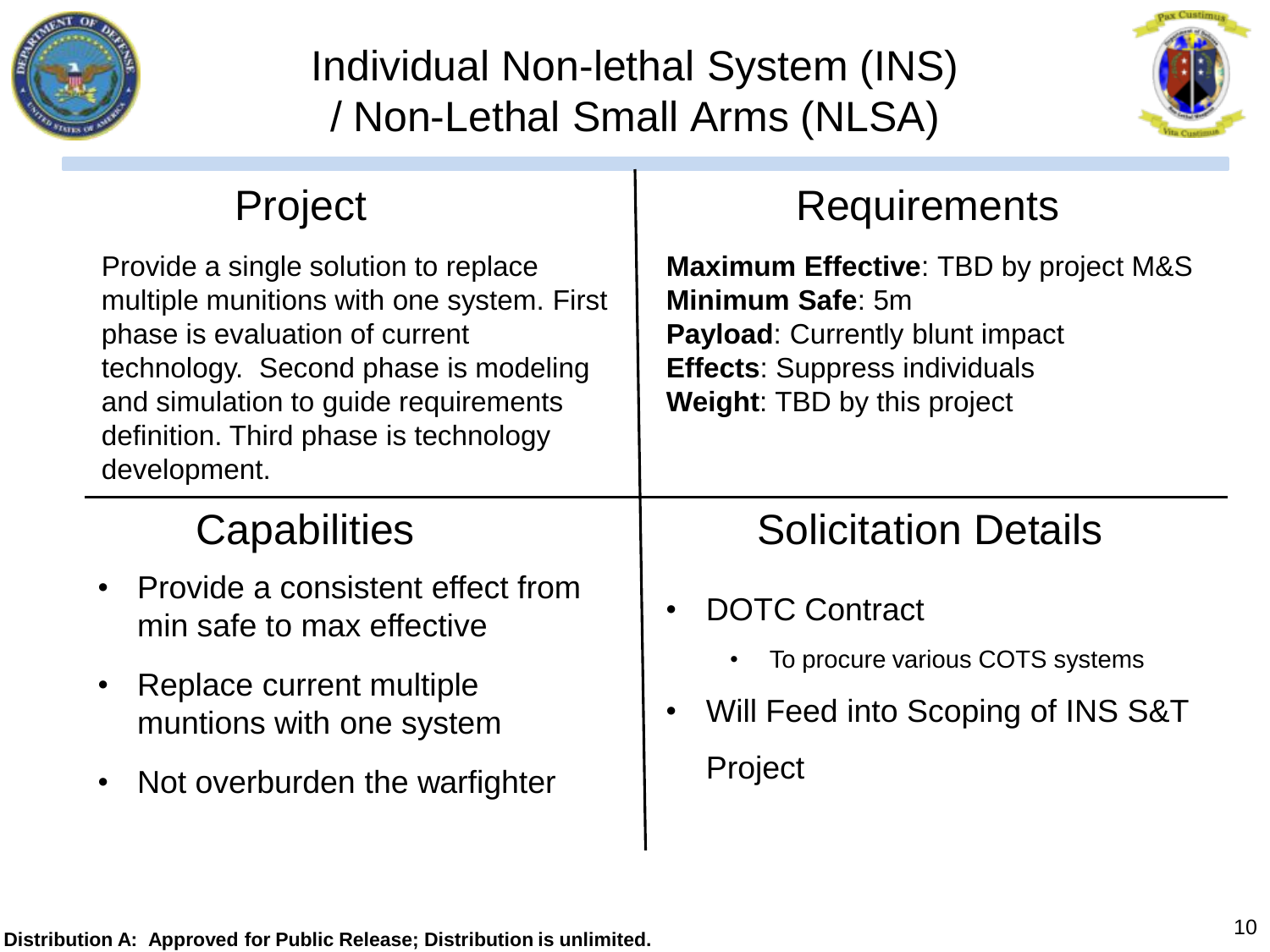# Individual Non-lethal System (INS) / Non-Lethal Small Arms (NLSA)

## Project

Provide a single solution to replace multiple munitions with one system. First phase is evaluation of current technology. Second phase is modeling and simulation to guide requirements definition. Third phase is technology development.

## Requirements

**Maximum Effective**: TBD by project M&S
**Minimum Safe**: 5m
**Payload**: Currently blunt impact
**Effects**: Suppress individuals
**Weight**: TBD by this project

## Capabilities

- Provide a consistent effect from min safe to max effective
- Replace current multiple muntions with one system
- Not overburden the warfighter

## Solicitation Details

- DOTC Contract
  - To procure various COTS systems
- Will Feed into Scoping of INS S&T Project

**Distribution A: Approved for Public Release; Distribution is unlimited.**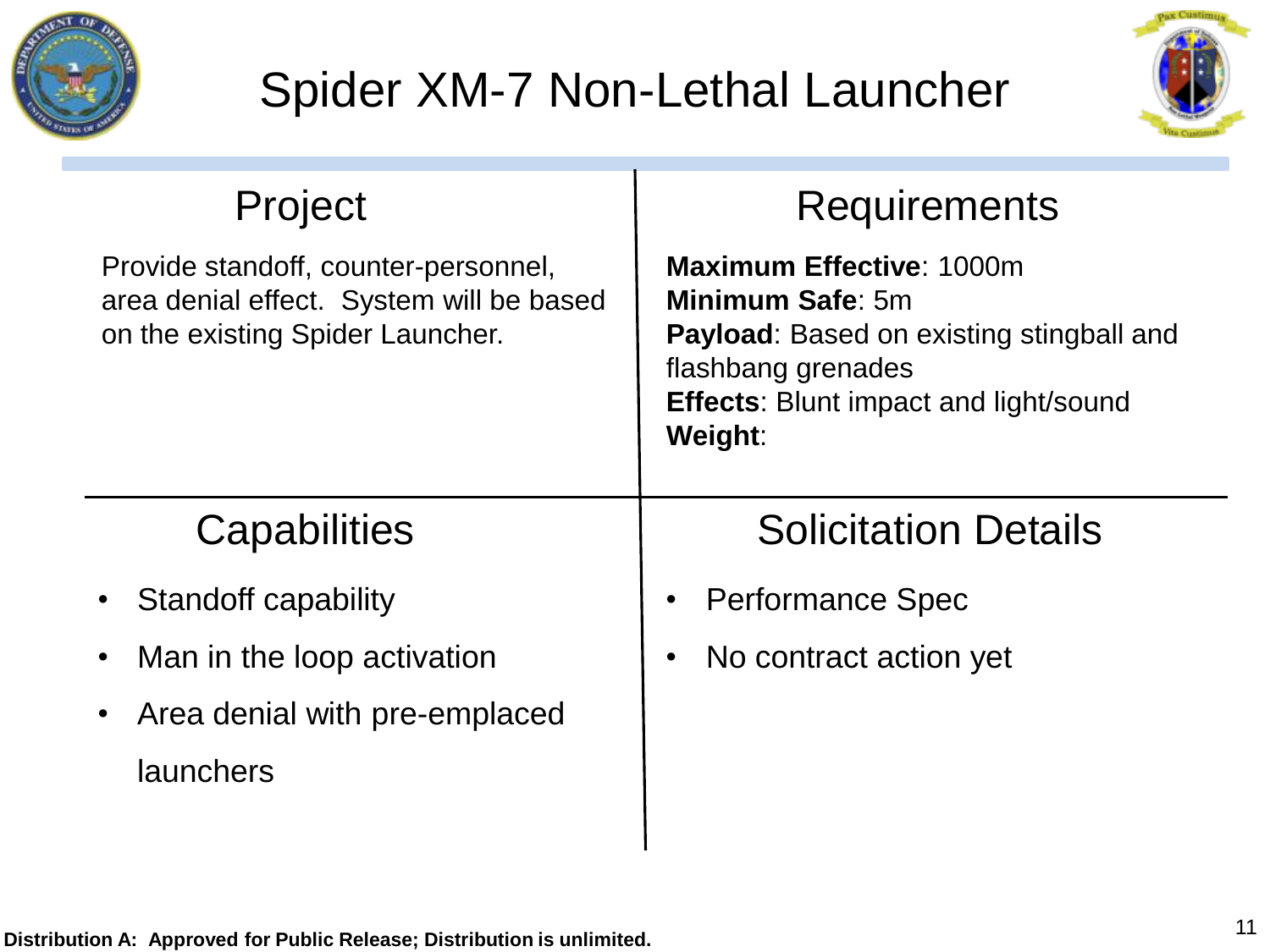# Spider XM-7 Non-Lethal Launcher

## Project

Provide standoff, counter-personnel, area denial effect. System will be based on the existing Spider Launcher.

## Requirements

**Maximum Effective**: 1000m
**Minimum Safe**: 5m
**Payload**: Based on existing stingball and flashbang grenades
**Effects**: Blunt impact and light/sound
**Weight**:

## Capabilities

- Standoff capability
- Man in the loop activation
- Area denial with pre-emplaced launchers

## Solicitation Details

- Performance Spec
- No contract action yet

**Distribution A: Approved for Public Release; Distribution is unlimited.**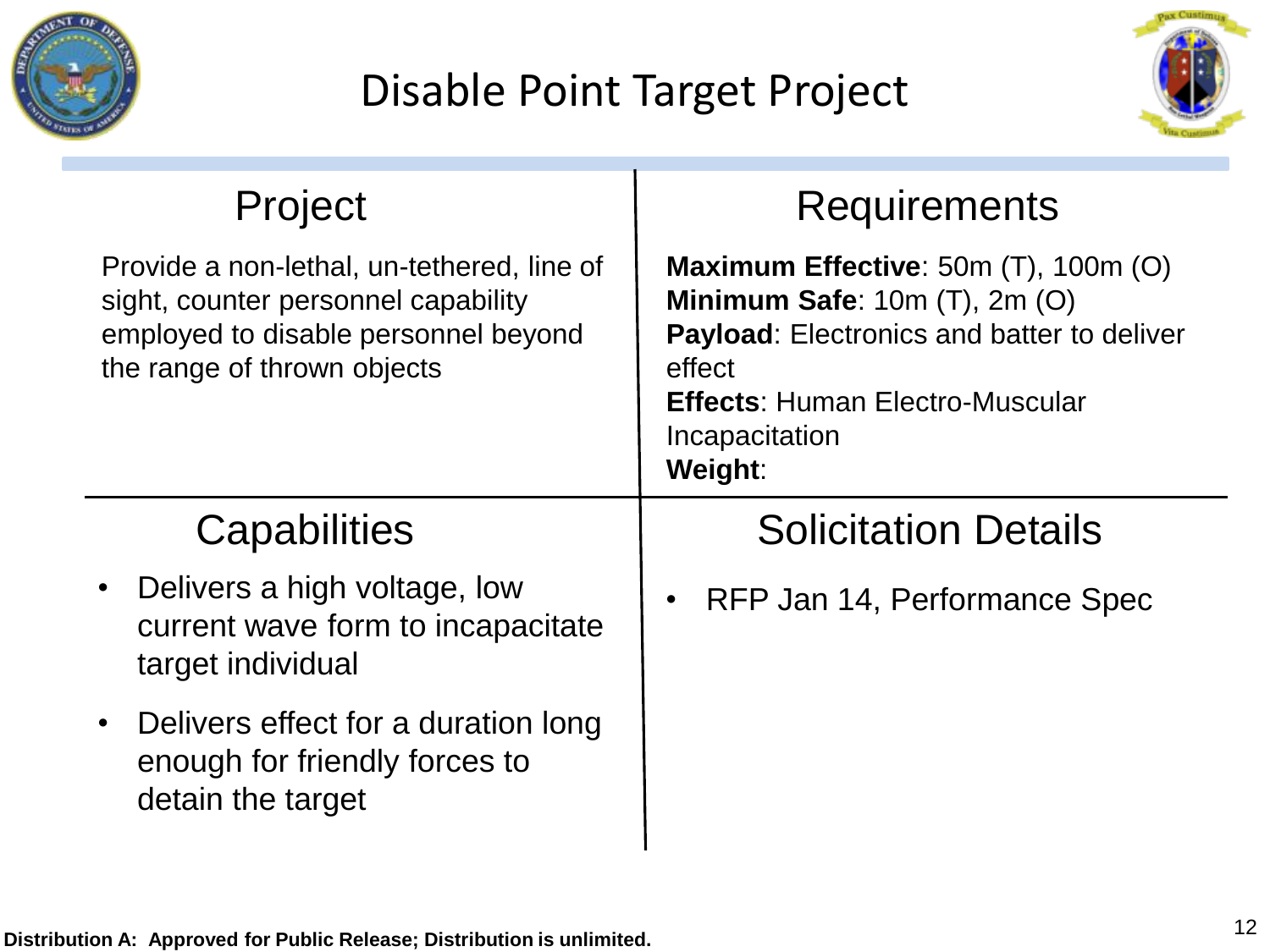# Disable Point Target Project

## Project

Provide a non-lethal, un-tethered, line of sight, counter personnel capability employed to disable personnel beyond the range of thrown objects

## Requirements

**Maximum Effective**: 50m (T), 100m (O)
**Minimum Safe**: 10m (T), 2m (O)
**Payload**: Electronics and batter to deliver effect
**Effects**: Human Electro-Muscular Incapacitation
**Weight**:

## Capabilities

- Delivers a high voltage, low current wave form to incapacitate target individual
- Delivers effect for a duration long enough for friendly forces to detain the target

## Solicitation Details

- RFP Jan 14, Performance Spec

**Distribution A: Approved for Public Release; Distribution is unlimited.**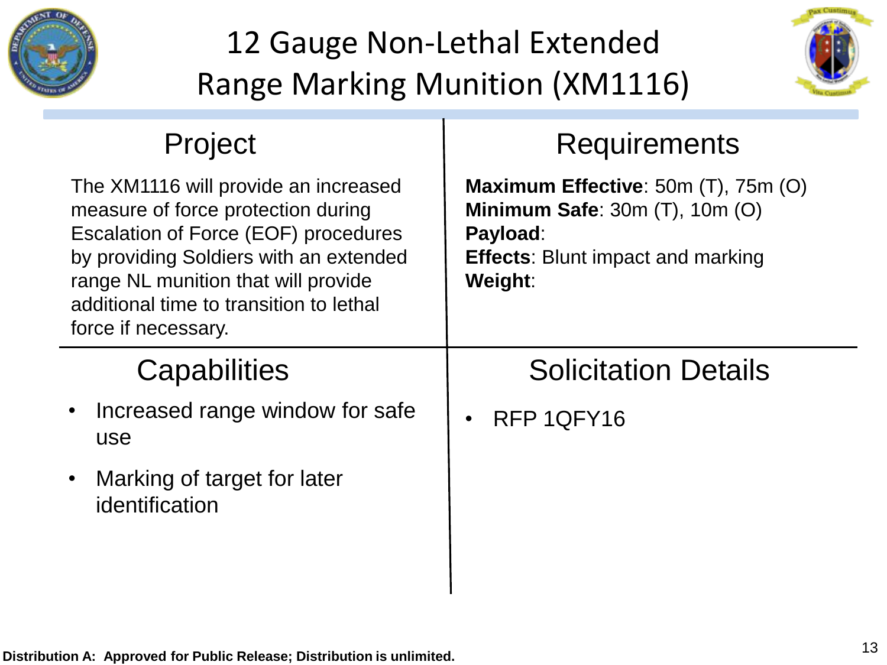# 12 Gauge Non-Lethal Extended Range Marking Munition (XM1116)

## Project

The XM1116 will provide an increased measure of force protection during Escalation of Force (EOF) procedures by providing Soldiers with an extended range NL munition that will provide additional time to transition to lethal force if necessary.

## Requirements

**Maximum Effective**: 50m (T), 75m (O)
**Minimum Safe**: 30m (T), 10m (O)
**Payload**:
**Effects**: Blunt impact and marking
**Weight**:

## Capabilities

- Increased range window for safe use
- Marking of target for later identification

## Solicitation Details

- RFP 1QFY16

**Distribution A: Approved for Public Release; Distribution is unlimited.**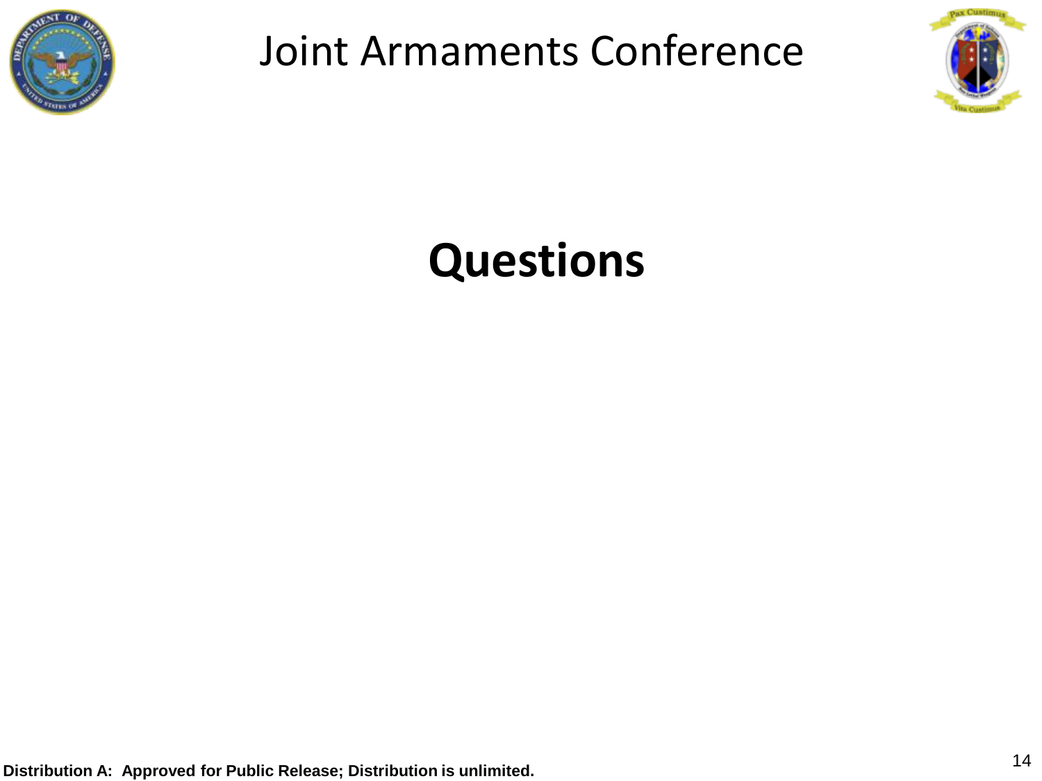# Joint Armaments Conference

## Questions

**Distribution A: Approved for Public Release; Distribution is unlimited.**